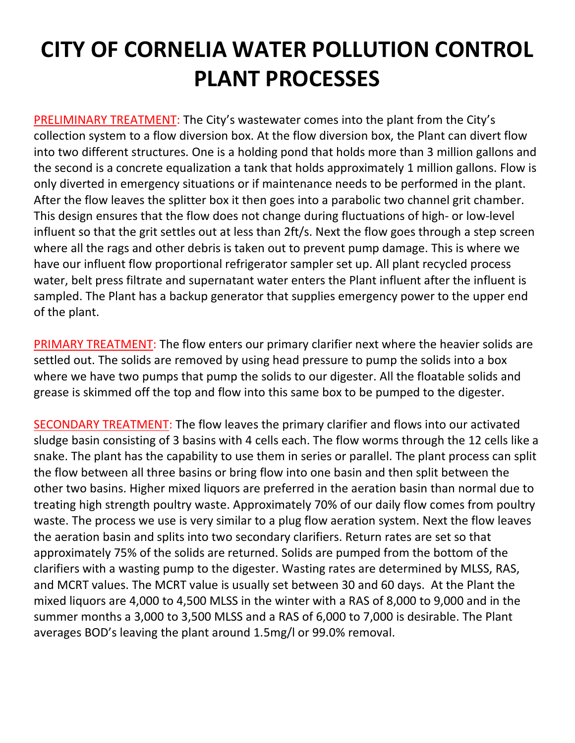# CITY OF CORNELIA WATER POLLUTION CONTROL PLANT PROCESSES

PRELIMINARY TREATMENT: The City's wastewater comes into the plant from the City's collection system to a flow diversion box. At the flow diversion box, the Plant can divert flow into two different structures. One is a holding pond that holds more than 3 million gallons and the second is a concrete equalization a tank that holds approximately 1 million gallons. Flow is only diverted in emergency situations or if maintenance needs to be performed in the plant. After the flow leaves the splitter box it then goes into a parabolic two channel grit chamber. This design ensures that the flow does not change during fluctuations of high- or low-level influent so that the grit settles out at less than 2ft/s. Next the flow goes through a step screen where all the rags and other debris is taken out to prevent pump damage. This is where we have our influent flow proportional refrigerator sampler set up. All plant recycled process water, belt press filtrate and supernatant water enters the Plant influent after the influent is sampled. The Plant has a backup generator that supplies emergency power to the upper end of the plant.

PRIMARY TREATMENT: The flow enters our primary clarifier next where the heavier solids are settled out. The solids are removed by using head pressure to pump the solids into a box where we have two pumps that pump the solids to our digester. All the floatable solids and grease is skimmed off the top and flow into this same box to be pumped to the digester.

SECONDARY TREATMENT: The flow leaves the primary clarifier and flows into our activated sludge basin consisting of 3 basins with 4 cells each. The flow worms through the 12 cells like a snake. The plant has the capability to use them in series or parallel. The plant process can split the flow between all three basins or bring flow into one basin and then split between the other two basins. Higher mixed liquors are preferred in the aeration basin than normal due to treating high strength poultry waste. Approximately 70% of our daily flow comes from poultry waste. The process we use is very similar to a plug flow aeration system. Next the flow leaves the aeration basin and splits into two secondary clarifiers. Return rates are set so that approximately 75% of the solids are returned. Solids are pumped from the bottom of the clarifiers with a wasting pump to the digester. Wasting rates are determined by MLSS, RAS, and MCRT values. The MCRT value is usually set between 30 and 60 days. At the Plant the mixed liquors are 4,000 to 4,500 MLSS in the winter with a RAS of 8,000 to 9,000 and in the summer months a 3,000 to 3,500 MLSS and a RAS of 6,000 to 7,000 is desirable. The Plant averages BOD's leaving the plant around 1.5mg/l or 99.0% removal.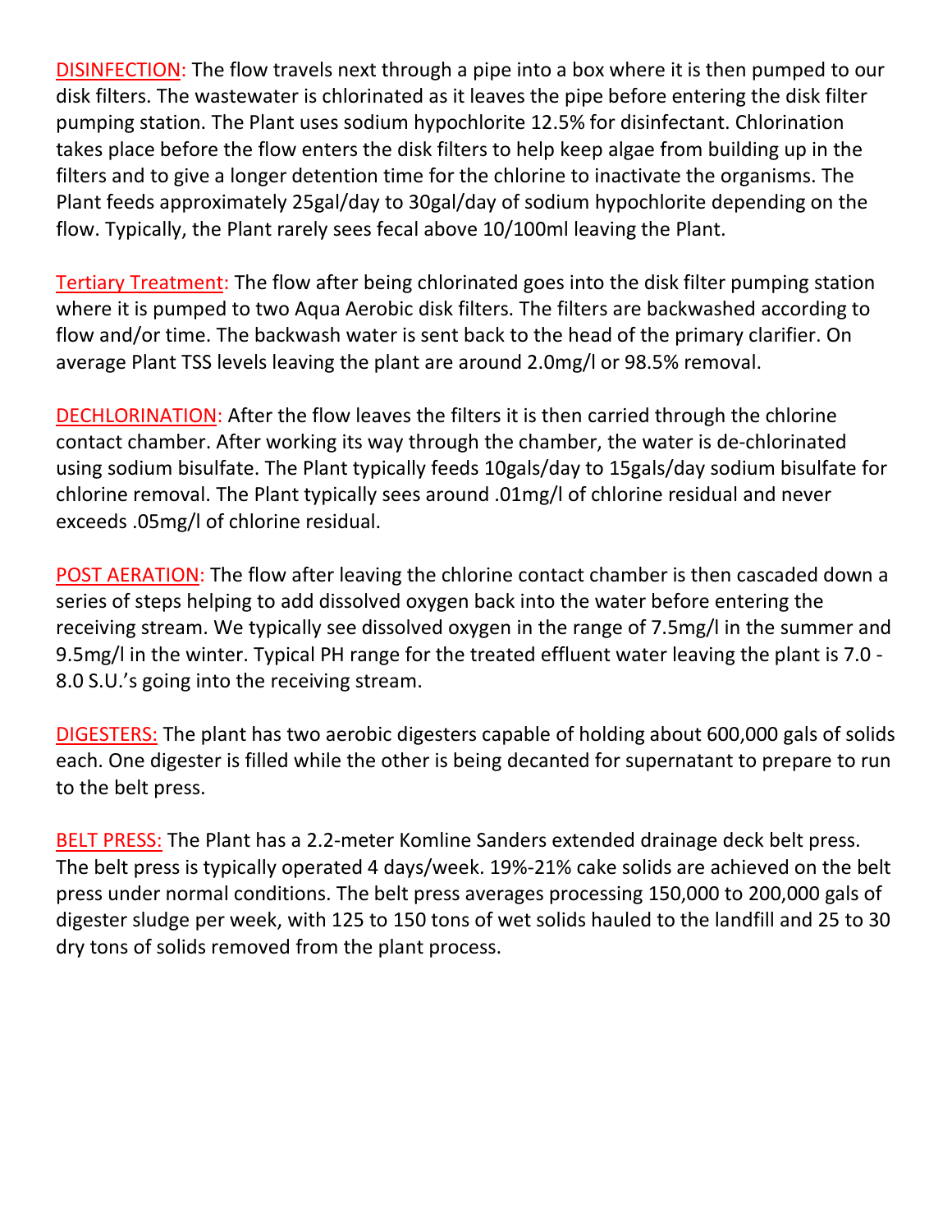DISINFECTION: The flow travels next through a pipe into a box where it is then pumped to our disk filters. The wastewater is chlorinated as it leaves the pipe before entering the disk filter pumping station. The Plant uses sodium hypochlorite 12.5% for disinfectant. Chlorination takes place before the flow enters the disk filters to help keep algae from building up in the filters and to give a longer detention time for the chlorine to inactivate the organisms. The Plant feeds approximately 25gal/day to 30gal/day of sodium hypochlorite depending on the flow. Typically, the Plant rarely sees fecal above 10/100ml leaving the Plant.

Tertiary Treatment: The flow after being chlorinated goes into the disk filter pumping station where it is pumped to two Aqua Aerobic disk filters. The filters are backwashed according to flow and/or time. The backwash water is sent back to the head of the primary clarifier. On average Plant TSS levels leaving the plant are around 2.0mg/l or 98.5% removal.

DECHLORINATION: After the flow leaves the filters it is then carried through the chlorine contact chamber. After working its way through the chamber, the water is de-chlorinated using sodium bisulfate. The Plant typically feeds 10gals/day to 15gals/day sodium bisulfate for chlorine removal. The Plant typically sees around .01mg/l of chlorine residual and never exceeds .05mg/l of chlorine residual.

POST AERATION: The flow after leaving the chlorine contact chamber is then cascaded down a series of steps helping to add dissolved oxygen back into the water before entering the receiving stream. We typically see dissolved oxygen in the range of 7.5mg/l in the summer and 9.5mg/l in the winter. Typical PH range for the treated effluent water leaving the plant is 7.0 - 8.0 S.U.'s going into the receiving stream.

DIGESTERS: The plant has two aerobic digesters capable of holding about 600,000 gals of solids each. One digester is filled while the other is being decanted for supernatant to prepare to run to the belt press.

BELT PRESS: The Plant has a 2.2-meter Komline Sanders extended drainage deck belt press. The belt press is typically operated 4 days/week. 19%-21% cake solids are achieved on the belt press under normal conditions. The belt press averages processing 150,000 to 200,000 gals of digester sludge per week, with 125 to 150 tons of wet solids hauled to the landfill and 25 to 30 dry tons of solids removed from the plant process.